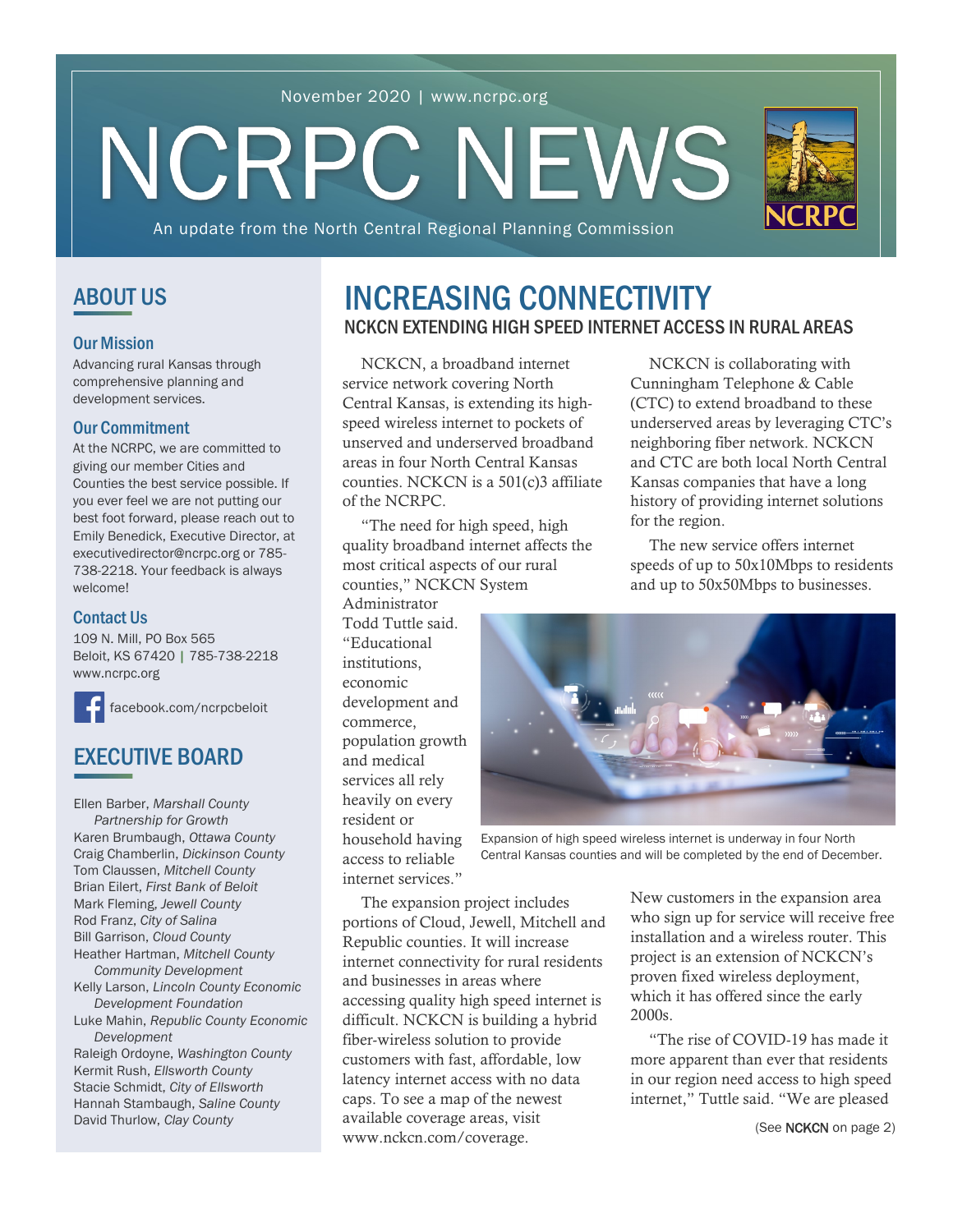November 2020 | www.ncrpc.org

# NCRPC NEWS

An update from the North Central Regional Planning Commission

## ABOUT US

### Our Mission

Advancing rural Kansas through comprehensive planning and development services.

### Our Commitment

At the NCRPC, we are committed to giving our member Cities and Counties the best service possible. If you ever feel we are not putting our best foot forward, please reach out to Emily Benedick, Executive Director, at executivedirector@ncrpc.org or 785-738-2218. Your feedback is always welcome!

### Contact Us

109 N. Mill, PO Box 565
Beloit, KS 67420 | 785-738-2218
www.ncrpc.org

facebook.com/ncrpcbeloit

## EXECUTIVE BOARD

Ellen Barber, *Marshall County Partnership for Growth*
Karen Brumbaugh, *Ottawa County*
Craig Chamberlin, *Dickinson County*
Tom Claussen, *Mitchell County*
Brian Eilert, *First Bank of Beloit*
Mark Fleming, *Jewell County*
Rod Franz, *City of Salina*
Bill Garrison, *Cloud County*
Heather Hartman, *Mitchell County Community Development*
Kelly Larson, *Lincoln County Economic Development Foundation*
Luke Mahin, *Republic County Economic Development*
Raleigh Ordoyne, *Washington County*
Kermit Rush, *Ellsworth County*
Stacie Schmidt, *City of Ellsworth*
Hannah Stambaugh, *Saline County*
David Thurlow, *Clay County*

# INCREASING CONNECTIVITY

## NCKCN EXTENDING HIGH SPEED INTERNET ACCESS IN RURAL AREAS

NCKCN, a broadband internet service network covering North Central Kansas, is extending its high-speed wireless internet to pockets of unserved and underserved broadband areas in four North Central Kansas counties. NCKCN is a 501(c)3 affiliate of the NCRPC.

"The need for high speed, high quality broadband internet affects the most critical aspects of our rural counties," NCKCN System Administrator Todd Tuttle said. "Educational institutions, economic development and commerce, population growth and medical services all rely heavily on every resident or household having access to reliable internet services."

NCKCN is collaborating with Cunningham Telephone & Cable (CTC) to extend broadband to these underserved areas by leveraging CTC's neighboring fiber network. NCKCN and CTC are both local North Central Kansas companies that have a long history of providing internet solutions for the region.

The new service offers internet speeds of up to 50x10Mbps to residents and up to 50x50Mbps to businesses.

Expansion of high speed wireless internet is underway in four North Central Kansas counties and will be completed by the end of December.

The expansion project includes portions of Cloud, Jewell, Mitchell and Republic counties. It will increase internet connectivity for rural residents and businesses in areas where accessing quality high speed internet is difficult. NCKCN is building a hybrid fiber-wireless solution to provide customers with fast, affordable, low latency internet access with no data caps. To see a map of the newest available coverage areas, visit www.nckcn.com/coverage.

New customers in the expansion area who sign up for service will receive free installation and a wireless router. This project is an extension of NCKCN's proven fixed wireless deployment, which it has offered since the early 2000s.

"The rise of COVID-19 has made it more apparent than ever that residents in our region need access to high speed internet," Tuttle said. "We are pleased

(See **NCKCN** on page 2)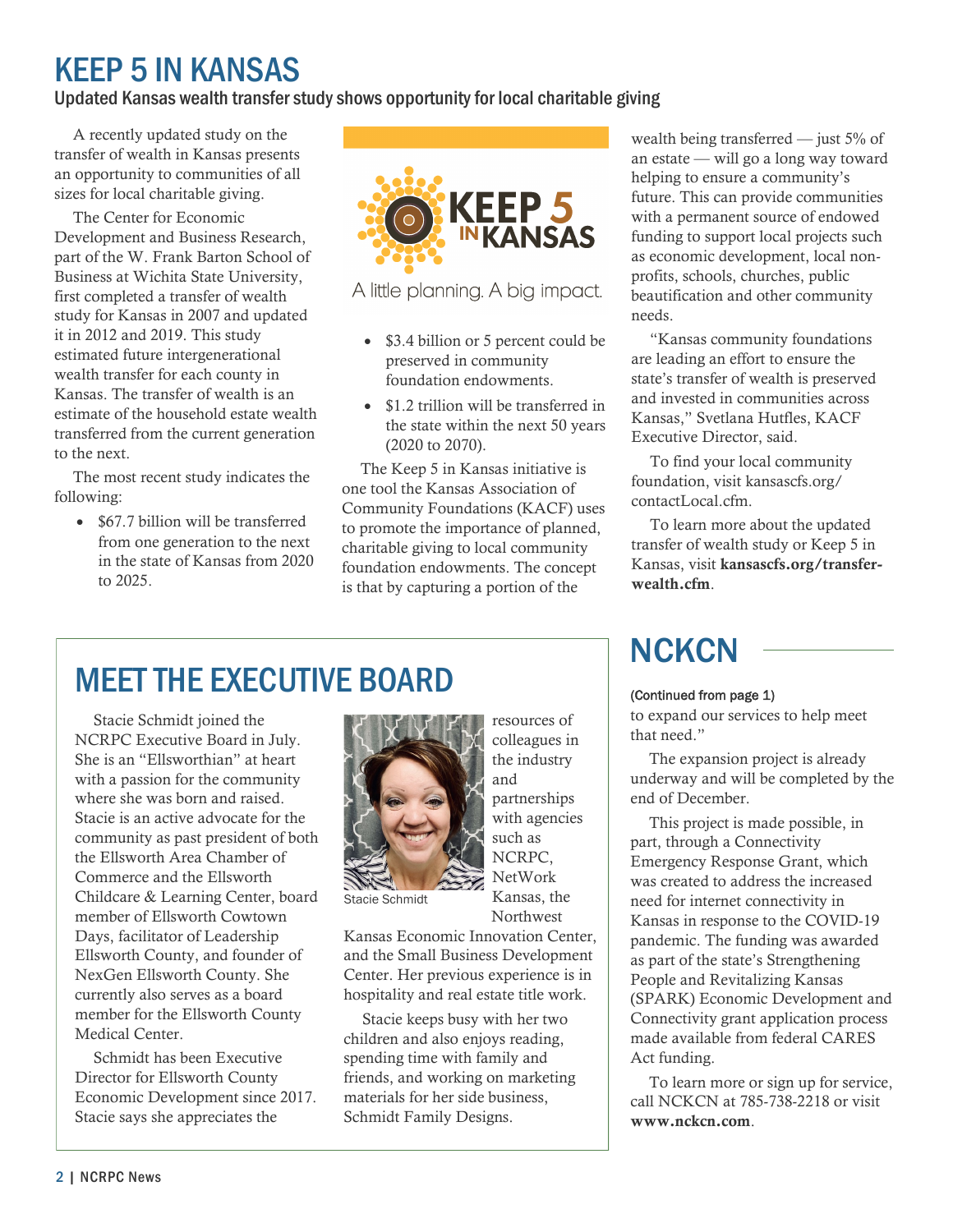# KEEP 5 IN KANSAS

### Updated Kansas wealth transfer study shows opportunity for local charitable giving

A recently updated study on the transfer of wealth in Kansas presents an opportunity to communities of all sizes for local charitable giving.

The Center for Economic Development and Business Research, part of the W. Frank Barton School of Business at Wichita State University, first completed a transfer of wealth study for Kansas in 2007 and updated it in 2012 and 2019. This study estimated future intergenerational wealth transfer for each county in Kansas. The transfer of wealth is an estimate of the household estate wealth transferred from the current generation to the next.

The most recent study indicates the following:

- $67.7 billion will be transferred from one generation to the next in the state of Kansas from 2020 to 2025.
- $3.4 billion or 5 percent could be preserved in community foundation endowments.
- $1.2 trillion will be transferred in the state within the next 50 years (2020 to 2070).

KEEP 5 IN KANSAS

A little planning. A big impact.

The Keep 5 in Kansas initiative is one tool the Kansas Association of Community Foundations (KACF) uses to promote the importance of planned, charitable giving to local community foundation endowments. The concept is that by capturing a portion of the wealth being transferred — just 5% of an estate — will go a long way toward helping to ensure a community's future. This can provide communities with a permanent source of endowed funding to support local projects such as economic development, local non-profits, schools, churches, public beautification and other community needs.

"Kansas community foundations are leading an effort to ensure the state's transfer of wealth is preserved and invested in communities across Kansas," Svetlana Hutfles, KACF Executive Director, said.

To find your local community foundation, visit kansascfs.org/contactLocal.cfm.

To learn more about the updated transfer of wealth study or Keep 5 in Kansas, visit **kansascfs.org/transfer-wealth.cfm**.

# MEET THE EXECUTIVE BOARD

Stacie Schmidt joined the NCRPC Executive Board in July. She is an "Ellsworthian" at heart with a passion for the community where she was born and raised. Stacie is an active advocate for the community as past president of both the Ellsworth Area Chamber of Commerce and the Ellsworth Childcare & Learning Center, board member of Ellsworth Cowtown Days, facilitator of Leadership Ellsworth County, and founder of NexGen Ellsworth County. She currently also serves as a board member for the Ellsworth County Medical Center.

Schmidt has been Executive Director for Ellsworth County Economic Development since 2017. Stacie says she appreciates the resources of colleagues in the industry and partnerships with agencies such as NCRPC, NetWork Kansas, the Northwest Kansas Economic Innovation Center, and the Small Business Development Center. Her previous experience is in hospitality and real estate title work.

Stacie Schmidt

Stacie keeps busy with her two children and also enjoys reading, spending time with family and friends, and working on marketing materials for her side business, Schmidt Family Designs.

# NCKCN

(Continued from page 1)

to expand our services to help meet that need."

The expansion project is already underway and will be completed by the end of December.

This project is made possible, in part, through a Connectivity Emergency Response Grant, which was created to address the increased need for internet connectivity in Kansas in response to the COVID-19 pandemic. The funding was awarded as part of the state's Strengthening People and Revitalizing Kansas (SPARK) Economic Development and Connectivity grant application process made available from federal CARES Act funding.

To learn more or sign up for service, call NCKCN at 785-738-2218 or visit **www.nckcn.com**.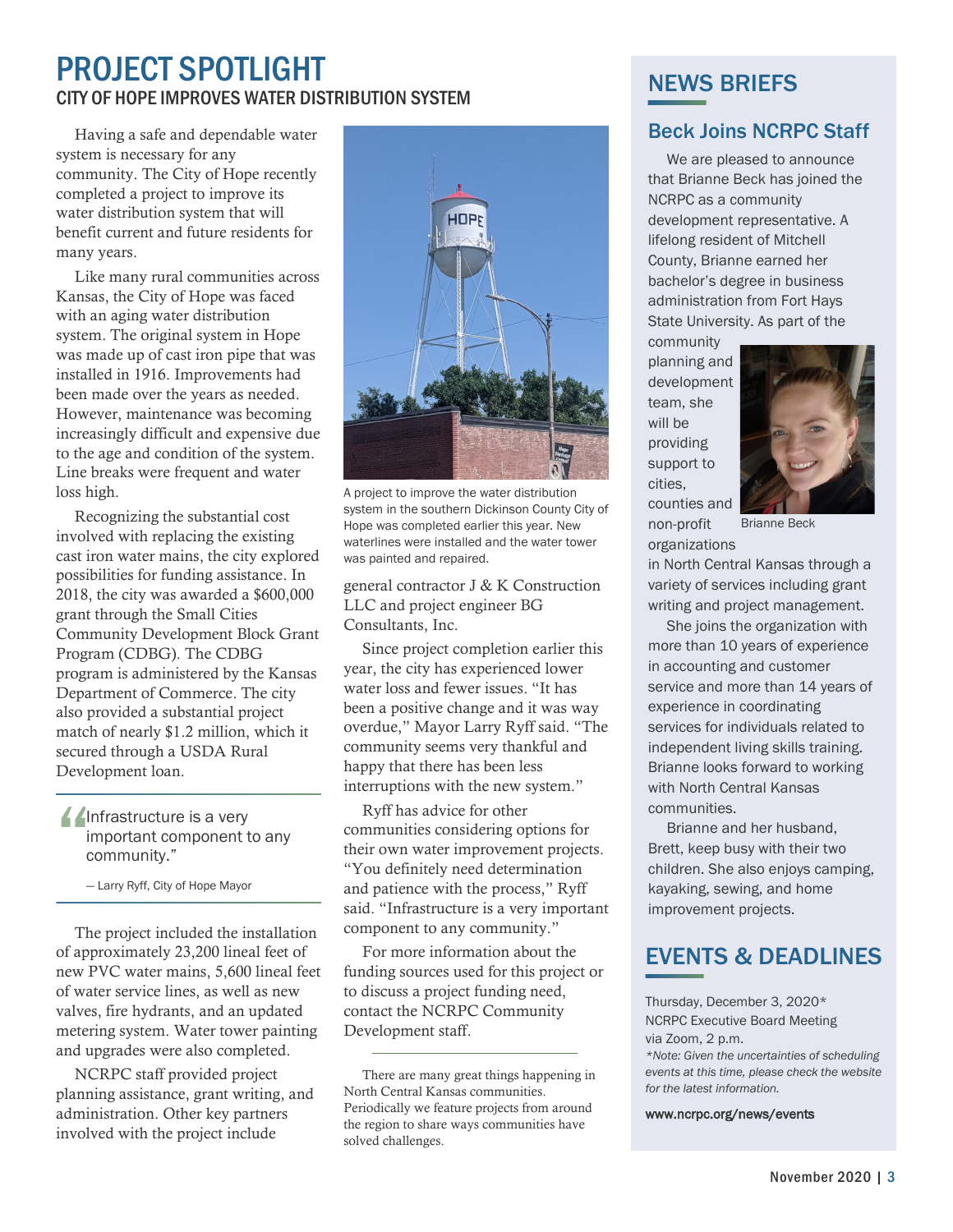# PROJECT SPOTLIGHT

## CITY OF HOPE IMPROVES WATER DISTRIBUTION SYSTEM

Having a safe and dependable water system is necessary for any community. The City of Hope recently completed a project to improve its water distribution system that will benefit current and future residents for many years.

Like many rural communities across Kansas, the City of Hope was faced with an aging water distribution system. The original system in Hope was made up of cast iron pipe that was installed in 1916. Improvements had been made over the years as needed. However, maintenance was becoming increasingly difficult and expensive due to the age and condition of the system. Line breaks were frequent and water loss high.

Recognizing the substantial cost involved with replacing the existing cast iron water mains, the city explored possibilities for funding assistance. In 2018, the city was awarded a $600,000 grant through the Small Cities Community Development Block Grant Program (CDBG). The CDBG program is administered by the Kansas Department of Commerce. The city also provided a substantial project match of nearly $1.2 million, which it secured through a USDA Rural Development loan.

> "Infrastructure is a very important component to any community."
>
> — Larry Ryff, City of Hope Mayor

The project included the installation of approximately 23,200 lineal feet of new PVC water mains, 5,600 lineal feet of water service lines, as well as new valves, fire hydrants, and an updated metering system. Water tower painting and upgrades were also completed.

NCRPC staff provided project planning assistance, grant writing, and administration. Other key partners involved with the project include general contractor J & K Construction LLC and project engineer BG Consultants, Inc.

A project to improve the water distribution system in the southern Dickinson County City of Hope was completed earlier this year. New waterlines were installed and the water tower was painted and repaired.

Since project completion earlier this year, the city has experienced lower water loss and fewer issues. "It has been a positive change and it was way overdue," Mayor Larry Ryff said. "The community seems very thankful and happy that there has been less interruptions with the new system."

Ryff has advice for other communities considering options for their own water improvement projects. "You definitely need determination and patience with the process," Ryff said. "Infrastructure is a very important component to any community."

For more information about the funding sources used for this project or to discuss a project funding need, contact the NCRPC Community Development staff.

---

There are many great things happening in North Central Kansas communities. Periodically we feature projects from around the region to share ways communities have solved challenges.

# NEWS BRIEFS

## Beck Joins NCRPC Staff

We are pleased to announce that Brianne Beck has joined the NCRPC as a community development representative. A lifelong resident of Mitchell County, Brianne earned her bachelor's degree in business administration from Fort Hays State University. As part of the community planning and development team, she will be providing support to cities, counties and non-profit organizations in North Central Kansas through a variety of services including grant writing and project management.

Brianne Beck

She joins the organization with more than 10 years of experience in accounting and customer service and more than 14 years of experience in coordinating services for individuals related to independent living skills training. Brianne looks forward to working with North Central Kansas communities.

Brianne and her husband, Brett, keep busy with their two children. She also enjoys camping, kayaking, sewing, and home improvement projects.

# EVENTS & DEADLINES

Thursday, December 3, 2020*
NCRPC Executive Board Meeting
via Zoom, 2 p.m.

*\*Note: Given the uncertainties of scheduling events at this time, please check the website for the latest information.*

www.ncrpc.org/news/events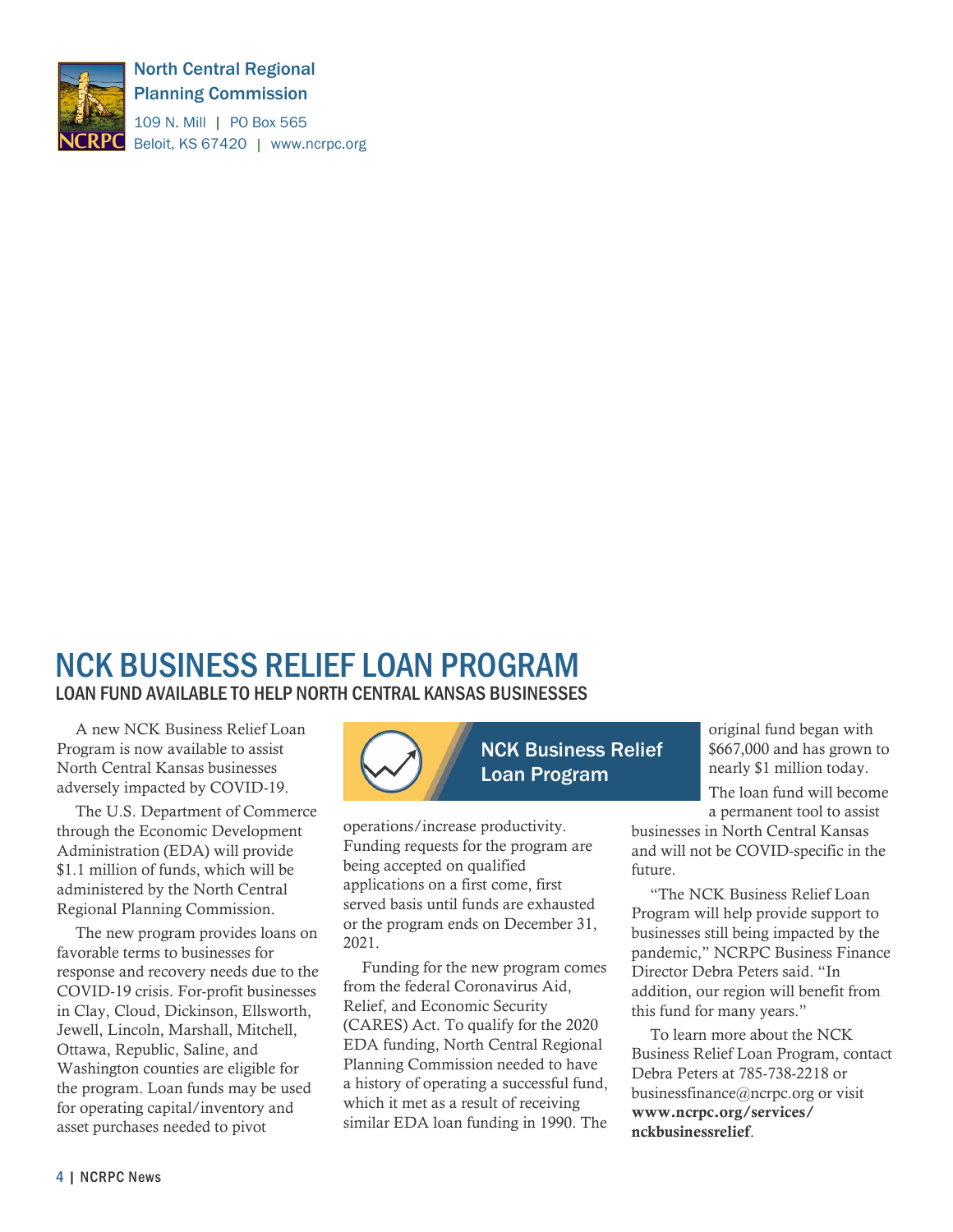North Central Regional Planning Commission
109 N. Mill | PO Box 565
Beloit, KS 67420 | www.ncrpc.org

# NCK BUSINESS RELIEF LOAN PROGRAM

## LOAN FUND AVAILABLE TO HELP NORTH CENTRAL KANSAS BUSINESSES

A new NCK Business Relief Loan Program is now available to assist North Central Kansas businesses adversely impacted by COVID-19.

The U.S. Department of Commerce through the Economic Development Administration (EDA) will provide $1.1 million of funds, which will be administered by the North Central Regional Planning Commission.

The new program provides loans on favorable terms to businesses for response and recovery needs due to the COVID-19 crisis. For-profit businesses in Clay, Cloud, Dickinson, Ellsworth, Jewell, Lincoln, Marshall, Mitchell, Ottawa, Republic, Saline, and Washington counties are eligible for the program. Loan funds may be used for operating capital/inventory and asset purchases needed to pivot operations/increase productivity. Funding requests for the program are being accepted on qualified applications on a first come, first served basis until funds are exhausted or the program ends on December 31, 2021.

NCK Business Relief Loan Program

Funding for the new program comes from the federal Coronavirus Aid, Relief, and Economic Security (CARES) Act. To qualify for the 2020 EDA funding, North Central Regional Planning Commission needed to have a history of operating a successful fund, which it met as a result of receiving similar EDA loan funding in 1990. The original fund began with $667,000 and has grown to nearly $1 million today.

The loan fund will become a permanent tool to assist businesses in North Central Kansas and will not be COVID-specific in the future.

"The NCK Business Relief Loan Program will help provide support to businesses still being impacted by the pandemic," NCRPC Business Finance Director Debra Peters said. "In addition, our region will benefit from this fund for many years."

To learn more about the NCK Business Relief Loan Program, contact Debra Peters at 785-738-2218 or businessfinance@ncrpc.org or visit **www.ncrpc.org/services/nckbusinessrelief**.